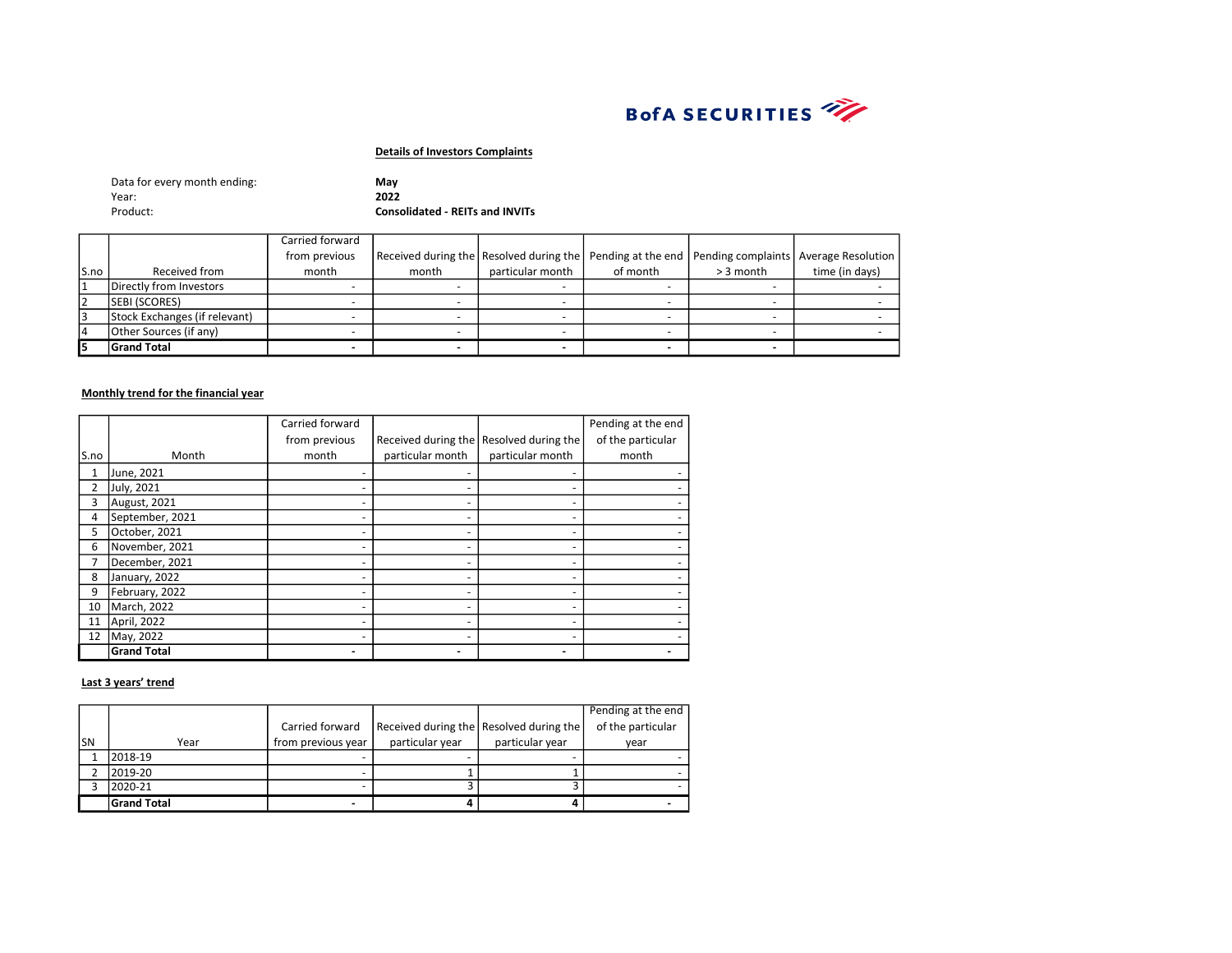BofA SECURITIES

## Details of Investors Complaints

Data for every month ending: **May**
Year: **2022**
Product: **Consolidated - REITs and INVITs**

| S.no | Received from | Carried forward from previous month | Received during the month | Resolved during the particular month | Pending at the end of month | Pending complaints > 3 month | Average Resolution time (in days) |
|---|---|---|---|---|---|---|---|
| 1 | Directly from Investors | - | - | - | - | - | - |
| 2 | SEBI (SCORES) | - | - | - | - | - | - |
| 3 | Stock Exchanges (if relevant) | - | - | - | - | - | - |
| 4 | Other Sources (if any) | - | - | - | - | - | - |
| **5** | **Grand Total** | **-** | **-** | **-** | **-** | **-** | |

### Monthly trend for the financial year

| S.no | Month | Carried forward from previous month | Received during the particular month | Resolved during the particular month | Pending at the end of the particular month |
|---|---|---|---|---|---|
| 1 | June, 2021 | - | - | - | - |
| 2 | July, 2021 | - | - | - | - |
| 3 | August, 2021 | - | - | - | - |
| 4 | September, 2021 | - | - | - | - |
| 5 | October, 2021 | - | - | - | - |
| 6 | November, 2021 | - | - | - | - |
| 7 | December, 2021 | - | - | - | - |
| 8 | January, 2022 | - | - | - | - |
| 9 | February, 2022 | - | - | - | - |
| 10 | March, 2022 | - | - | - | - |
| 11 | April, 2022 | - | - | - | - |
| 12 | May, 2022 | - | - | - | - |
| | **Grand Total** | **-** | **-** | **-** | **-** |

### Last 3 years' trend

| SN | Year | Carried forward from previous year | Received during the particular year | Resolved during the particular year | Pending at the end of the particular year |
|---|---|---|---|---|---|
| 1 | 2018-19 | - | - | - | - |
| 2 | 2019-20 | - | 1 | 1 | - |
| 3 | 2020-21 | - | 3 | 3 | - |
| | **Grand Total** | **-** | **4** | **4** | **-** |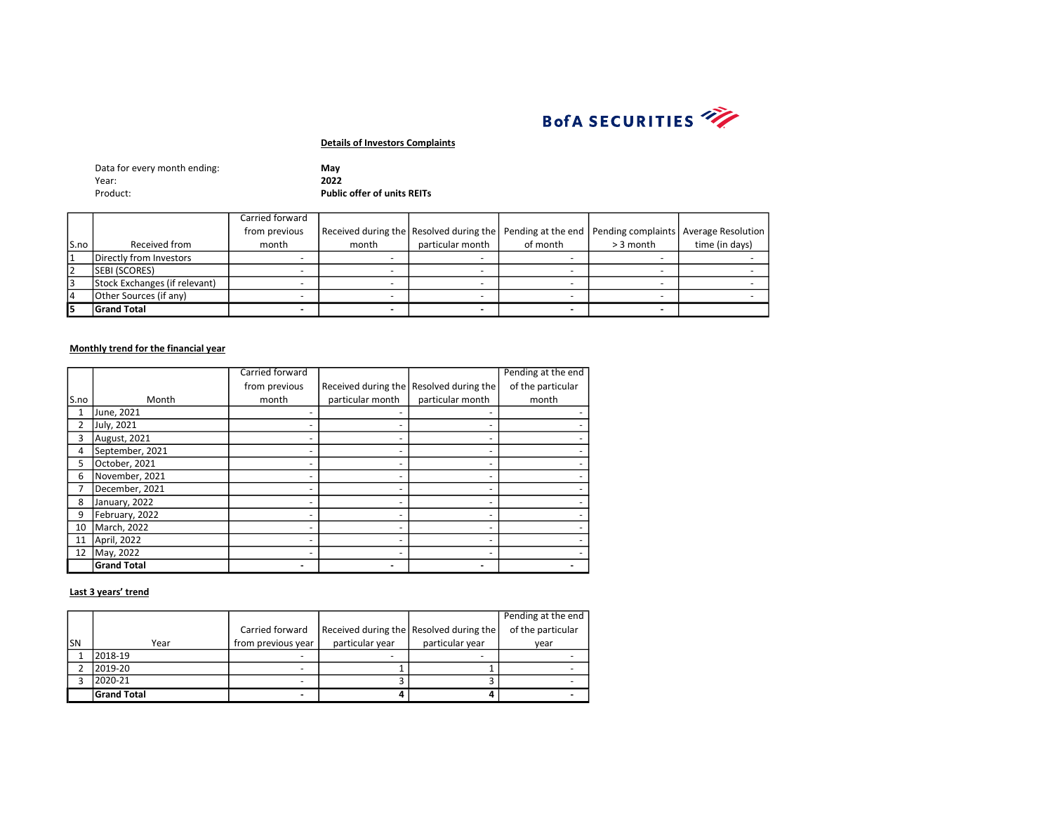BofA SECURITIES

**Details of Investors Complaints**

Data for every month ending: **May**
Year: **2022**
Product: **Public offer of units REITs**

| S.no | Received from | Carried forward from previous month | Received during the month | Resolved during the particular month | Pending at the end of month | Pending complaints > 3 month | Average Resolution time (in days) |
|---|---|---|---|---|---|---|---|
| 1 | Directly from Investors | - | - | - | - | - | - |
| 2 | SEBI (SCORES) | - | - | - | - | - | - |
| 3 | Stock Exchanges (if relevant) | - | - | - | - | - | - |
| 4 | Other Sources (if any) | - | - | - | - | - | - |
| **5** | **Grand Total** | **-** | **-** | **-** | **-** | **-** | |

**Monthly trend for the financial year**

| S.no | Month | Carried forward from previous month | Received during the particular month | Resolved during the particular month | Pending at the end of the particular month |
|---|---|---|---|---|---|
| 1 | June, 2021 | - | - | - | - |
| 2 | July, 2021 | - | - | - | - |
| 3 | August, 2021 | - | - | - | - |
| 4 | September, 2021 | - | - | - | - |
| 5 | October, 2021 | - | - | - | - |
| 6 | November, 2021 | - | - | - | - |
| 7 | December, 2021 | - | - | - | - |
| 8 | January, 2022 | - | - | - | - |
| 9 | February, 2022 | - | - | - | - |
| 10 | March, 2022 | - | - | - | - |
| 11 | April, 2022 | - | - | - | - |
| 12 | May, 2022 | - | - | - | - |
| | **Grand Total** | **-** | **-** | **-** | **-** |

**Last 3 years' trend**

| SN | Year | Carried forward from previous year | Received during the particular year | Resolved during the particular year | Pending at the end of the particular year |
|---|---|---|---|---|---|
| 1 | 2018-19 | - | - | - | - |
| 2 | 2019-20 | - | 1 | 1 | - |
| 3 | 2020-21 | - | 3 | 3 | - |
| | **Grand Total** | **-** | **4** | **4** | **-** |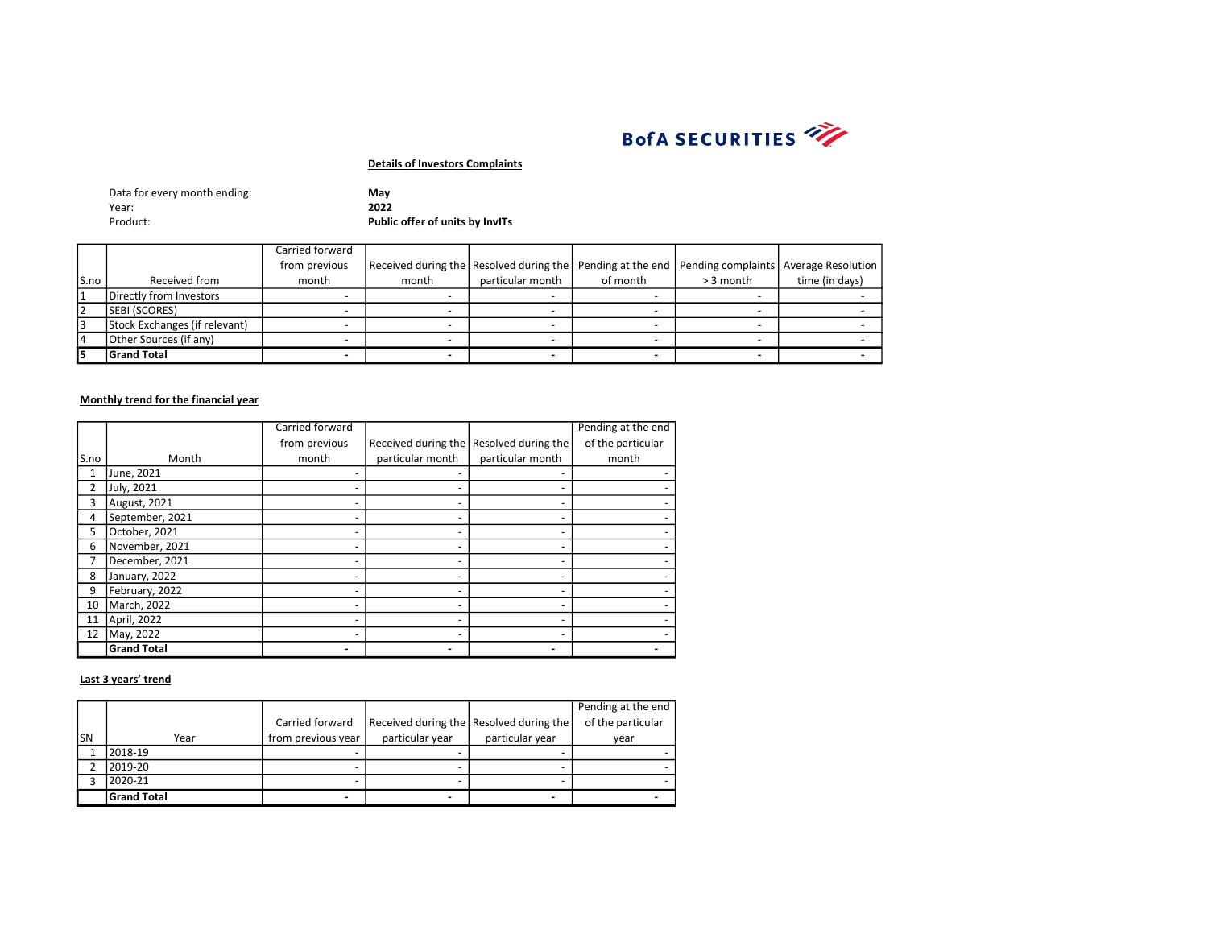BofA SECURITIES

**Details of Investors Complaints**

Data for every month ending: **May**
Year: **2022**
Product: **Public offer of units by InvITs**

| S.no | Received from | Carried forward from previous month | Received during the month | Resolved during the particular month | Pending at the end of month | Pending complaints > 3 month | Average Resolution time (in days) |
|---|---|---|---|---|---|---|---|
| 1 | Directly from Investors | - | - | - | - | - | - |
| 2 | SEBI (SCORES) | - | - | - | - | - | - |
| 3 | Stock Exchanges (if relevant) | - | - | - | - | - | - |
| 4 | Other Sources (if any) | - | - | - | - | - | - |
| **5** | **Grand Total** | **-** | **-** | **-** | **-** | **-** | **-** |

**Monthly trend for the financial year**

| S.no | Month | Carried forward from previous month | Received during the particular month | Resolved during the particular month | Pending at the end of the particular month |
|---|---|---|---|---|---|
| 1 | June, 2021 | - | - | - | - |
| 2 | July, 2021 | - | - | - | - |
| 3 | August, 2021 | - | - | - | - |
| 4 | September, 2021 | - | - | - | - |
| 5 | October, 2021 | - | - | - | - |
| 6 | November, 2021 | - | - | - | - |
| 7 | December, 2021 | - | - | - | - |
| 8 | January, 2022 | - | - | - | - |
| 9 | February, 2022 | - | - | - | - |
| 10 | March, 2022 | - | - | - | - |
| 11 | April, 2022 | - | - | - | - |
| 12 | May, 2022 | - | - | - | - |
| | **Grand Total** | **-** | **-** | **-** | **-** |

**Last 3 years' trend**

| SN | Year | Carried forward from previous year | Received during the particular year | Resolved during the particular year | Pending at the end of the particular year |
|---|---|---|---|---|---|
| 1 | 2018-19 | - | - | - | - |
| 2 | 2019-20 | - | - | - | - |
| 3 | 2020-21 | - | - | - | - |
| | **Grand Total** | **-** | **-** | **-** | **-** |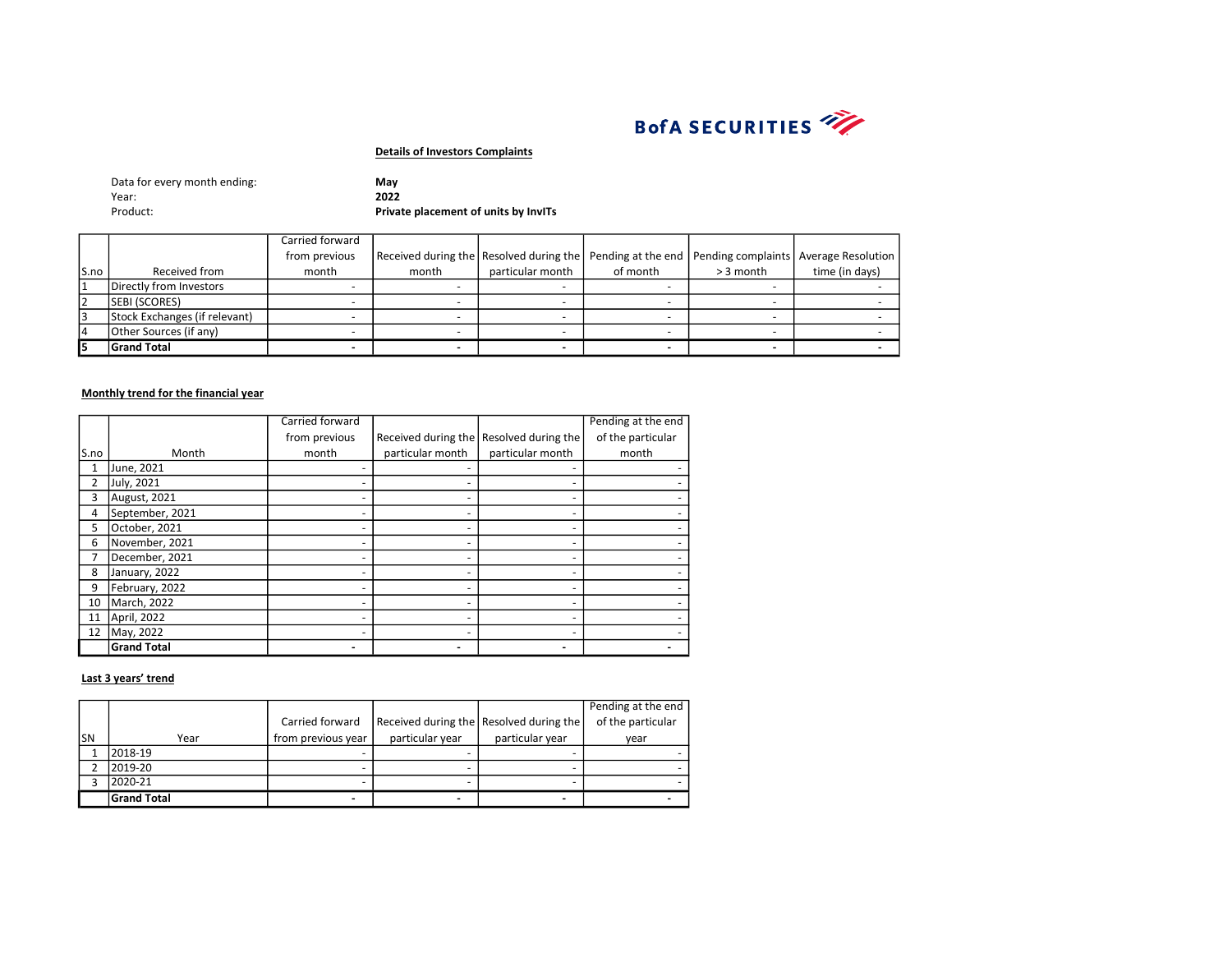BofA SECURITIES

**Details of Investors Complaints**

| | |
|---|---|
| Data for every month ending: | **May** |
| Year: | **2022** |
| Product: | **Private placement of units by InvITs** |

| S.no | Received from | Carried forward from previous month | Received during the month | Resolved during the particular month | Pending at the end of month | Pending complaints > 3 month | Average Resolution time (in days) |
|---|---|---|---|---|---|---|---|
| 1 | Directly from Investors | - | - | - | - | - | - |
| 2 | SEBI (SCORES) | - | - | - | - | - | - |
| 3 | Stock Exchanges (if relevant) | - | - | - | - | - | - |
| 4 | Other Sources (if any) | - | - | - | - | - | - |
| **5** | **Grand Total** | **-** | **-** | **-** | **-** | **-** | **-** |

**Monthly trend for the financial year**

| S.no | Month | Carried forward from previous month | Received during the particular month | Resolved during the particular month | Pending at the end of the particular month |
|---|---|---|---|---|---|
| 1 | June, 2021 | - | - | - | - |
| 2 | July, 2021 | - | - | - | - |
| 3 | August, 2021 | - | - | - | - |
| 4 | September, 2021 | - | - | - | - |
| 5 | October, 2021 | - | - | - | - |
| 6 | November, 2021 | - | - | - | - |
| 7 | December, 2021 | - | - | - | - |
| 8 | January, 2022 | - | - | - | - |
| 9 | February, 2022 | - | - | - | - |
| 10 | March, 2022 | - | - | - | - |
| 11 | April, 2022 | - | - | - | - |
| 12 | May, 2022 | - | - | - | - |
| | **Grand Total** | **-** | **-** | **-** | **-** |

**Last 3 years' trend**

| SN | Year | Carried forward from previous year | Received during the particular year | Resolved during the particular year | Pending at the end of the particular year |
|---|---|---|---|---|---|
| 1 | 2018-19 | - | - | - | - |
| 2 | 2019-20 | - | - | - | - |
| 3 | 2020-21 | - | - | - | - |
| | **Grand Total** | **-** | **-** | **-** | **-** |